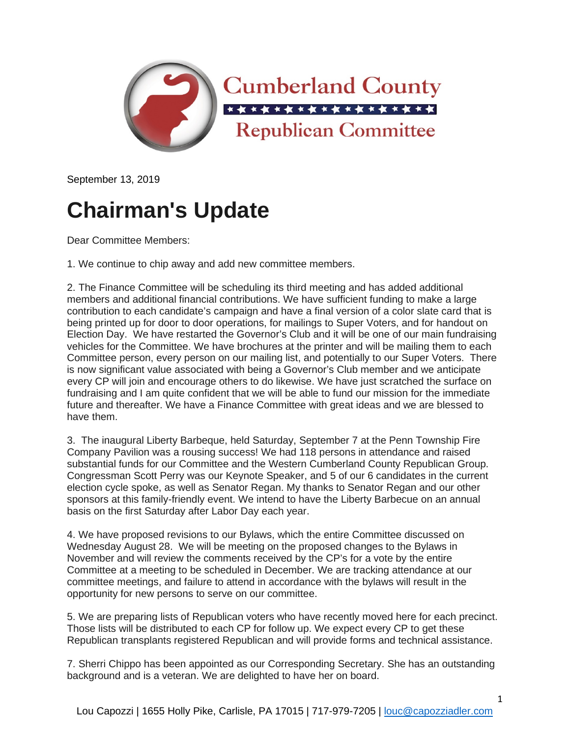Cumberland County

Republican Committee

September 13, 2019

# Chairman's Update

Dear Committee Members:

1. We continue to chip away and add new committee members.

2. The Finance Committee will be scheduling its third meeting and has added additional members and additional financial contributions. We have sufficient funding to make a large contribution to each candidate's campaign and have a final version of a color slate card that is being printed up for door to door operations, for mailings to Super Voters, and for handout on Election Day. We have restarted the Governor's Club and it will be one of our main fundraising vehicles for the Committee. We have brochures at the printer and will be mailing them to each Committee person, every person on our mailing list, and potentially to our Super Voters. There is now significant value associated with being a Governor's Club member and we anticipate every CP will join and encourage others to do likewise. We have just scratched the surface on fundraising and I am quite confident that we will be able to fund our mission for the immediate future and thereafter. We have a Finance Committee with great ideas and we are blessed to have them.

3. The inaugural Liberty Barbeque, held Saturday, September 7 at the Penn Township Fire Company Pavilion was a rousing success! We had 118 persons in attendance and raised substantial funds for our Committee and the Western Cumberland County Republican Group. Congressman Scott Perry was our Keynote Speaker, and 5 of our 6 candidates in the current election cycle spoke, as well as Senator Regan. My thanks to Senator Regan and our other sponsors at this family-friendly event. We intend to have the Liberty Barbecue on an annual basis on the first Saturday after Labor Day each year.

4. We have proposed revisions to our Bylaws, which the entire Committee discussed on Wednesday August 28. We will be meeting on the proposed changes to the Bylaws in November and will review the comments received by the CP's for a vote by the entire Committee at a meeting to be scheduled in December. We are tracking attendance at our committee meetings, and failure to attend in accordance with the bylaws will result in the opportunity for new persons to serve on our committee.

5. We are preparing lists of Republican voters who have recently moved here for each precinct. Those lists will be distributed to each CP for follow up. We expect every CP to get these Republican transplants registered Republican and will provide forms and technical assistance.

7. Sherri Chippo has been appointed as our Corresponding Secretary. She has an outstanding background and is a veteran. We are delighted to have her on board.

Lou Capozzi | 1655 Holly Pike, Carlisle, PA 17015 | 717-979-7205 | louc@capozziadler.com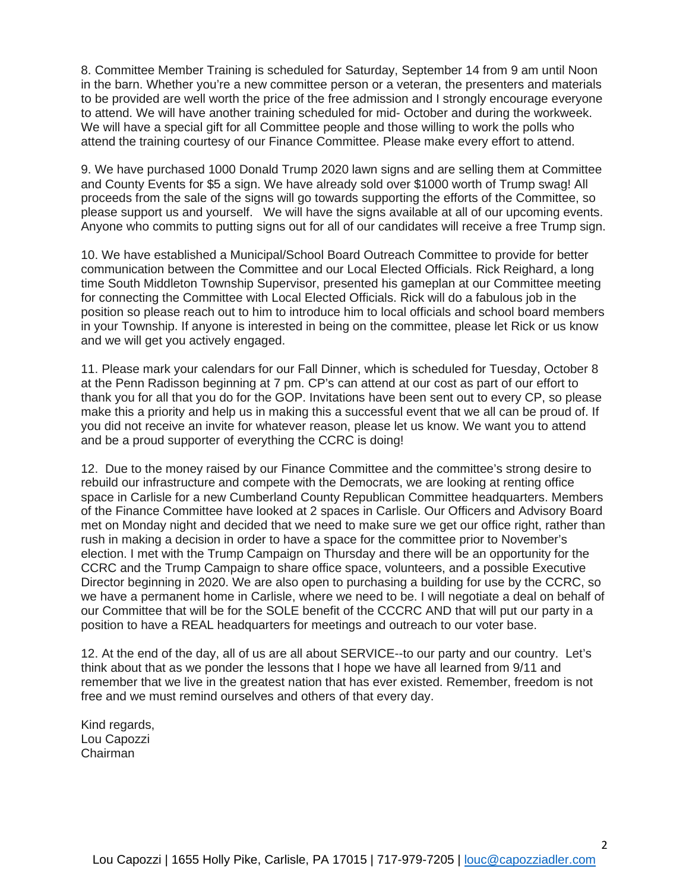8. Committee Member Training is scheduled for Saturday, September 14 from 9 am until Noon in the barn. Whether you're a new committee person or a veteran, the presenters and materials to be provided are well worth the price of the free admission and I strongly encourage everyone to attend. We will have another training scheduled for mid- October and during the workweek. We will have a special gift for all Committee people and those willing to work the polls who attend the training courtesy of our Finance Committee. Please make every effort to attend.

9. We have purchased 1000 Donald Trump 2020 lawn signs and are selling them at Committee and County Events for $5 a sign. We have already sold over $1000 worth of Trump swag! All proceeds from the sale of the signs will go towards supporting the efforts of the Committee, so please support us and yourself. We will have the signs available at all of our upcoming events. Anyone who commits to putting signs out for all of our candidates will receive a free Trump sign.

10. We have established a Municipal/School Board Outreach Committee to provide for better communication between the Committee and our Local Elected Officials. Rick Reighard, a long time South Middleton Township Supervisor, presented his gameplan at our Committee meeting for connecting the Committee with Local Elected Officials. Rick will do a fabulous job in the position so please reach out to him to introduce him to local officials and school board members in your Township. If anyone is interested in being on the committee, please let Rick or us know and we will get you actively engaged.

11. Please mark your calendars for our Fall Dinner, which is scheduled for Tuesday, October 8 at the Penn Radisson beginning at 7 pm. CP's can attend at our cost as part of our effort to thank you for all that you do for the GOP. Invitations have been sent out to every CP, so please make this a priority and help us in making this a successful event that we all can be proud of. If you did not receive an invite for whatever reason, please let us know. We want you to attend and be a proud supporter of everything the CCRC is doing!

12. Due to the money raised by our Finance Committee and the committee's strong desire to rebuild our infrastructure and compete with the Democrats, we are looking at renting office space in Carlisle for a new Cumberland County Republican Committee headquarters. Members of the Finance Committee have looked at 2 spaces in Carlisle. Our Officers and Advisory Board met on Monday night and decided that we need to make sure we get our office right, rather than rush in making a decision in order to have a space for the committee prior to November's election. I met with the Trump Campaign on Thursday and there will be an opportunity for the CCRC and the Trump Campaign to share office space, volunteers, and a possible Executive Director beginning in 2020. We are also open to purchasing a building for use by the CCRC, so we have a permanent home in Carlisle, where we need to be. I will negotiate a deal on behalf of our Committee that will be for the SOLE benefit of the CCCRC AND that will put our party in a position to have a REAL headquarters for meetings and outreach to our voter base.

12. At the end of the day, all of us are all about SERVICE--to our party and our country. Let's think about that as we ponder the lessons that I hope we have all learned from 9/11 and remember that we live in the greatest nation that has ever existed. Remember, freedom is not free and we must remind ourselves and others of that every day.

Kind regards,
Lou Capozzi
Chairman

Lou Capozzi | 1655 Holly Pike, Carlisle, PA 17015 | 717-979-7205 | louc@capozziadler.com